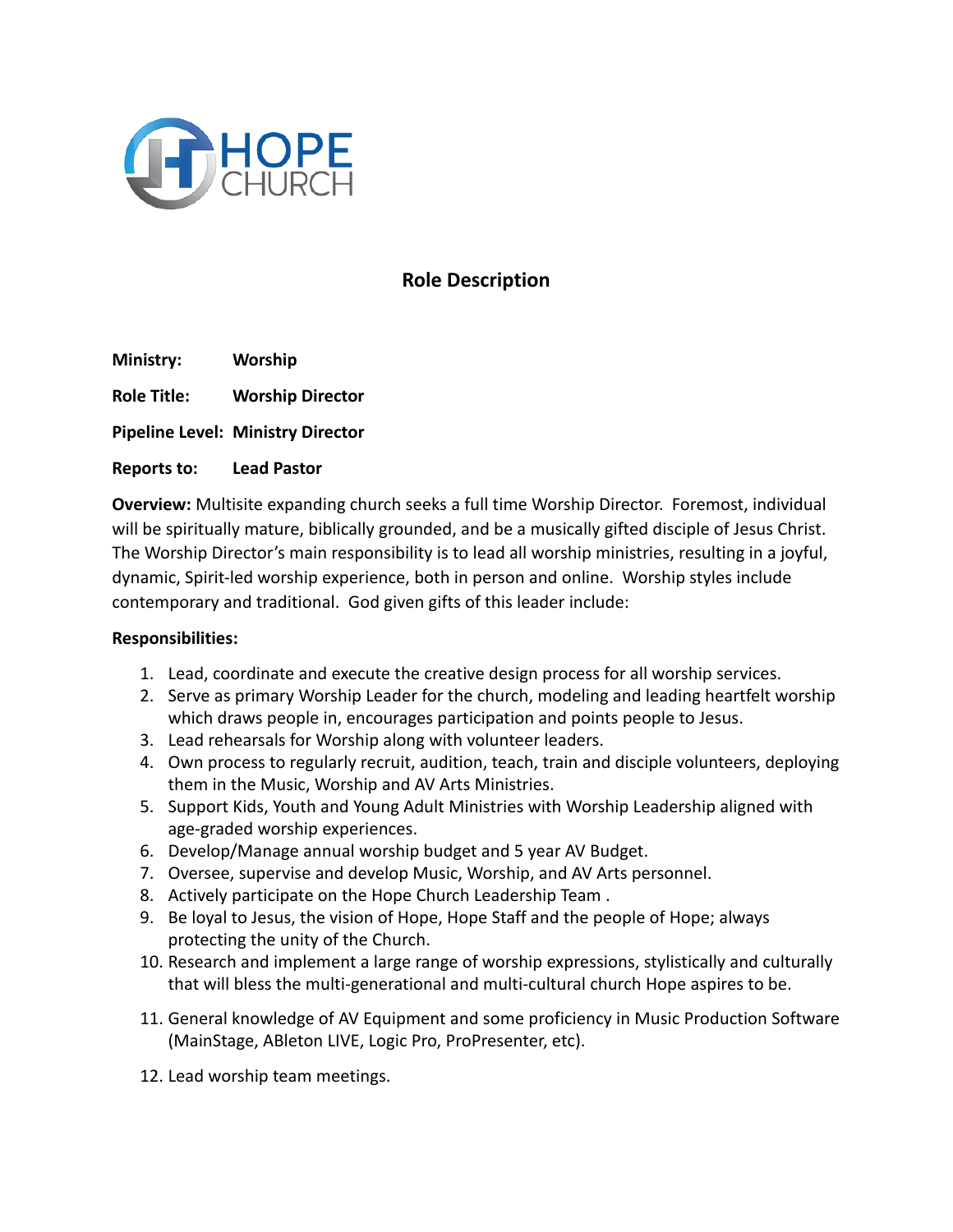HOPE CHURCH

# Role Description

**Ministry:** **Worship**

**Role Title:** **Worship Director**

**Pipeline Level:** **Ministry Director**

**Reports to:** **Lead Pastor**

**Overview:** Multisite expanding church seeks a full time Worship Director. Foremost, individual will be spiritually mature, biblically grounded, and be a musically gifted disciple of Jesus Christ. The Worship Director's main responsibility is to lead all worship ministries, resulting in a joyful, dynamic, Spirit-led worship experience, both in person and online. Worship styles include contemporary and traditional. God given gifts of this leader include:

**Responsibilities:**

1. Lead, coordinate and execute the creative design process for all worship services.
2. Serve as primary Worship Leader for the church, modeling and leading heartfelt worship which draws people in, encourages participation and points people to Jesus.
3. Lead rehearsals for Worship along with volunteer leaders.
4. Own process to regularly recruit, audition, teach, train and disciple volunteers, deploying them in the Music, Worship and AV Arts Ministries.
5. Support Kids, Youth and Young Adult Ministries with Worship Leadership aligned with age-graded worship experiences.
6. Develop/Manage annual worship budget and 5 year AV Budget.
7. Oversee, supervise and develop Music, Worship, and AV Arts personnel.
8. Actively participate on the Hope Church Leadership Team .
9. Be loyal to Jesus, the vision of Hope, Hope Staff and the people of Hope; always protecting the unity of the Church.
10. Research and implement a large range of worship expressions, stylistically and culturally that will bless the multi-generational and multi-cultural church Hope aspires to be.
11. General knowledge of AV Equipment and some proficiency in Music Production Software (MainStage, ABleton LIVE, Logic Pro, ProPresenter, etc).
12. Lead worship team meetings.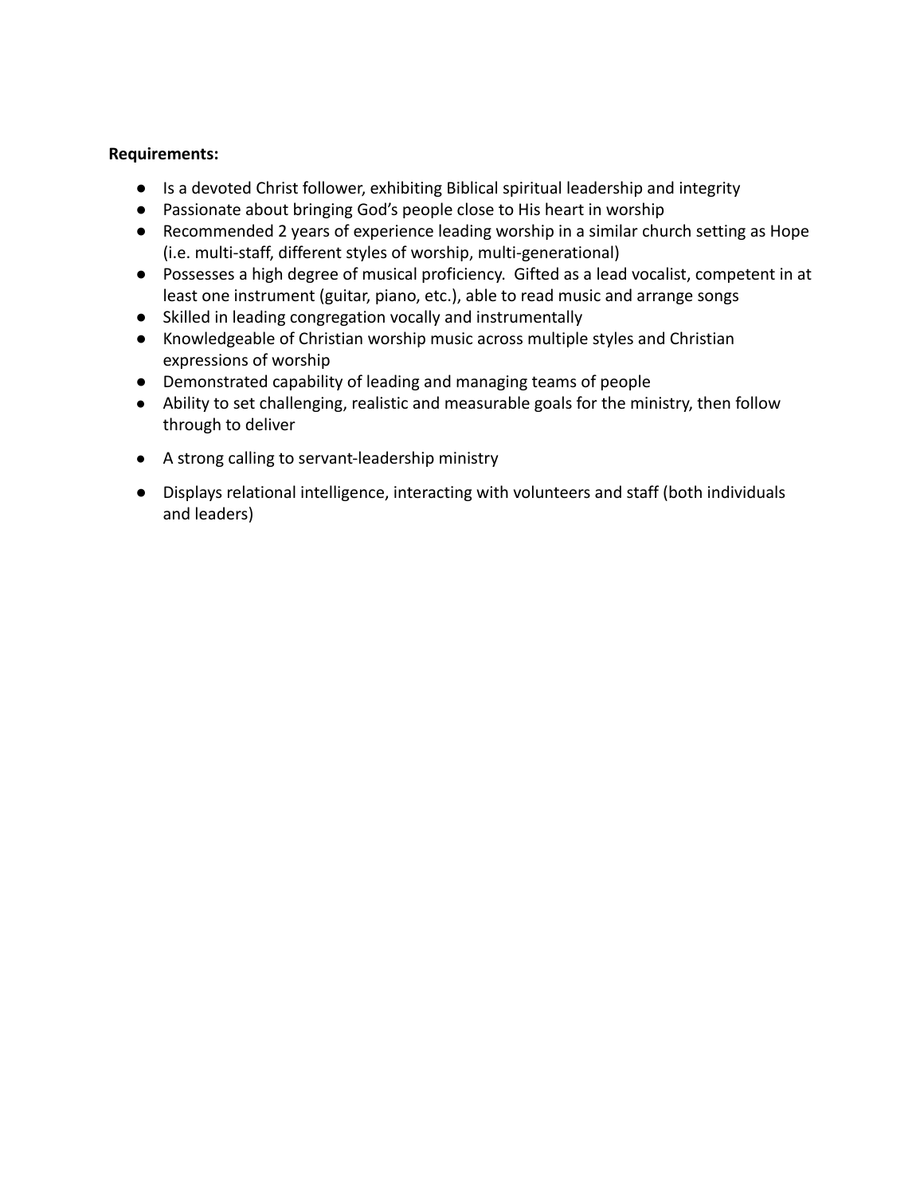**Requirements:**

- Is a devoted Christ follower, exhibiting Biblical spiritual leadership and integrity
- Passionate about bringing God's people close to His heart in worship
- Recommended 2 years of experience leading worship in a similar church setting as Hope (i.e. multi-staff, different styles of worship, multi-generational)
- Possesses a high degree of musical proficiency. Gifted as a lead vocalist, competent in at least one instrument (guitar, piano, etc.), able to read music and arrange songs
- Skilled in leading congregation vocally and instrumentally
- Knowledgeable of Christian worship music across multiple styles and Christian expressions of worship
- Demonstrated capability of leading and managing teams of people
- Ability to set challenging, realistic and measurable goals for the ministry, then follow through to deliver
- A strong calling to servant-leadership ministry
- Displays relational intelligence, interacting with volunteers and staff (both individuals and leaders)